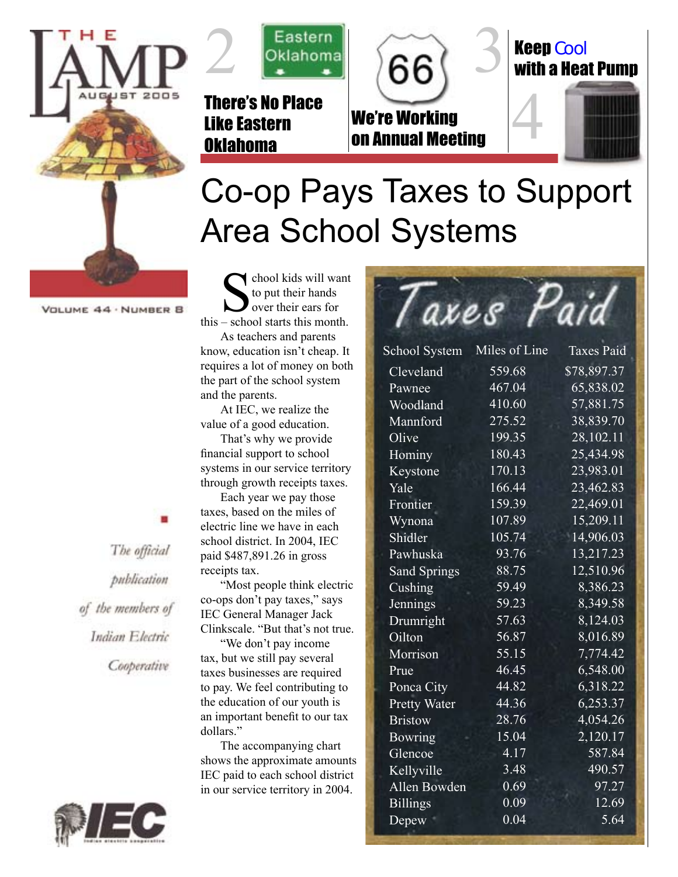# THE LAMP

AUGUST 2005

VOLUME 44 · NUMBER 8

*The official publication of the members of Indian Electric Cooperative*

2 **There's No Place Like Eastern Oklahoma**

**We're Working on Annual Meeting**

3 **Keep Cool with a Heat Pump**

4

# Co-op Pays Taxes to Support Area School Systems

School kids will want to put their hands over their ears for this – school starts this month.

As teachers and parents know, education isn't cheap. It requires a lot of money on both the part of the school system and the parents.

At IEC, we realize the value of a good education.

That's why we provide financial support to school systems in our service territory through growth receipts taxes.

Each year we pay those taxes, based on the miles of electric line we have in each school district. In 2004, IEC paid $487,891.26 in gross receipts tax.

"Most people think electric co-ops don't pay taxes," says IEC General Manager Jack Clinkscale. "But that's not true.

"We don't pay income tax, but we still pay several taxes businesses are required to pay. We feel contributing to the education of our youth is an important benefit to our tax dollars."

The accompanying chart shows the approximate amounts IEC paid to each school district in our service territory in 2004.

## Taxes Paid

| School System | Miles of Line | Taxes Paid |
|---|---|---|
| Cleveland | 559.68 | $78,897.37 |
| Pawnee | 467.04 | 65,838.02 |
| Woodland | 410.60 | 57,881.75 |
| Mannford | 275.52 | 38,839.70 |
| Olive | 199.35 | 28,102.11 |
| Hominy | 180.43 | 25,434.98 |
| Keystone | 170.13 | 23,983.01 |
| Yale | 166.44 | 23,462.83 |
| Frontier | 159.39 | 22,469.01 |
| Wynona | 107.89 | 15,209.11 |
| Shidler | 105.74 | 14,906.03 |
| Pawhuska | 93.76 | 13,217.23 |
| Sand Springs | 88.75 | 12,510.96 |
| Cushing | 59.49 | 8,386.23 |
| Jennings | 59.23 | 8,349.58 |
| Drumright | 57.63 | 8,124.03 |
| Oilton | 56.87 | 8,016.89 |
| Morrison | 55.15 | 7,774.42 |
| Prue | 46.45 | 6,548.00 |
| Ponca City | 44.82 | 6,318.22 |
| Pretty Water | 44.36 | 6,253.37 |
| Bristow | 28.76 | 4,054.26 |
| Bowring | 15.04 | 2,120.17 |
| Glencoe | 4.17 | 587.84 |
| Kellyville | 3.48 | 490.57 |
| Allen Bowden | 0.69 | 97.27 |
| Billings | 0.09 | 12.69 |
| Depew | 0.04 | 5.64 |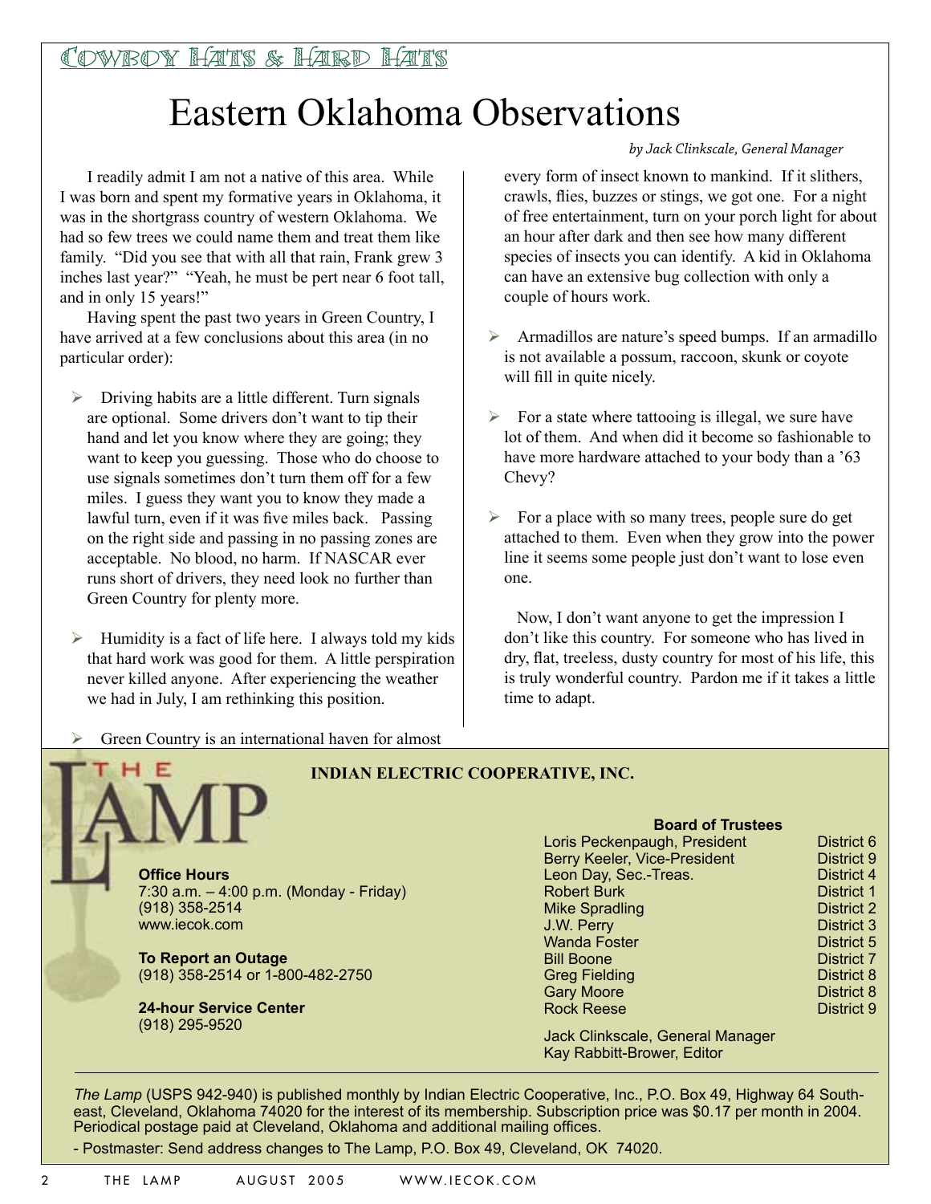Cowboy Hats & Hard Hats

# Eastern Oklahoma Observations

*by Jack Clinkscale, General Manager*

I readily admit I am not a native of this area. While I was born and spent my formative years in Oklahoma, it was in the shortgrass country of western Oklahoma. We had so few trees we could name them and treat them like family. "Did you see that with all that rain, Frank grew 3 inches last year?" "Yeah, he must be pert near 6 foot tall, and in only 15 years!"

Having spent the past two years in Green Country, I have arrived at a few conclusions about this area (in no particular order):

- Driving habits are a little different. Turn signals are optional. Some drivers don't want to tip their hand and let you know where they are going; they want to keep you guessing. Those who do choose to use signals sometimes don't turn them off for a few miles. I guess they want you to know they made a lawful turn, even if it was five miles back. Passing on the right side and passing in no passing zones are acceptable. No blood, no harm. If NASCAR ever runs short of drivers, they need look no further than Green Country for plenty more.

- Humidity is a fact of life here. I always told my kids that hard work was good for them. A little perspiration never killed anyone. After experiencing the weather we had in July, I am rethinking this position.

- Green Country is an international haven for almost every form of insect known to mankind. If it slithers, crawls, flies, buzzes or stings, we got one. For a night of free entertainment, turn on your porch light for about an hour after dark and then see how many different species of insects you can identify. A kid in Oklahoma can have an extensive bug collection with only a couple of hours work.

- Armadillos are nature's speed bumps. If an armadillo is not available a possum, raccoon, skunk or coyote will fill in quite nicely.

- For a state where tattooing is illegal, we sure have lot of them. And when did it become so fashionable to have more hardware attached to your body than a '63 Chevy?

- For a place with so many trees, people sure do get attached to them. Even when they grow into the power line it seems some people just don't want to lose even one.

Now, I don't want anyone to get the impression I don't like this country. For someone who has lived in dry, flat, treeless, dusty country for most of his life, this is truly wonderful country. Pardon me if it takes a little time to adapt.

THE LAMP

**INDIAN ELECTRIC COOPERATIVE, INC.**

**Office Hours**
7:30 a.m. – 4:00 p.m. (Monday - Friday)
(918) 358-2514
www.iecok.com

**To Report an Outage**
(918) 358-2514 or 1-800-482-2750

**24-hour Service Center**
(918) 295-9520

**Board of Trustees**

| Name | District |
|---|---|
| Loris Peckenpaugh, President | District 6 |
| Berry Keeler, Vice-President | District 9 |
| Leon Day, Sec.-Treas. | District 4 |
| Robert Burk | District 1 |
| Mike Spradling | District 2 |
| J.W. Perry | District 3 |
| Wanda Foster | District 5 |
| Bill Boone | District 7 |
| Greg Fielding | District 8 |
| Gary Moore | District 8 |
| Rock Reese | District 9 |

Jack Clinkscale, General Manager
Kay Rabbitt-Brower, Editor

*The Lamp* (USPS 942-940) is published monthly by Indian Electric Cooperative, Inc., P.O. Box 49, Highway 64 Southeast, Cleveland, Oklahoma 74020 for the interest of its membership. Subscription price was $0.17 per month in 2004. Periodical postage paid at Cleveland, Oklahoma and additional mailing offices.

- Postmaster: Send address changes to The Lamp, P.O. Box 49, Cleveland, OK 74020.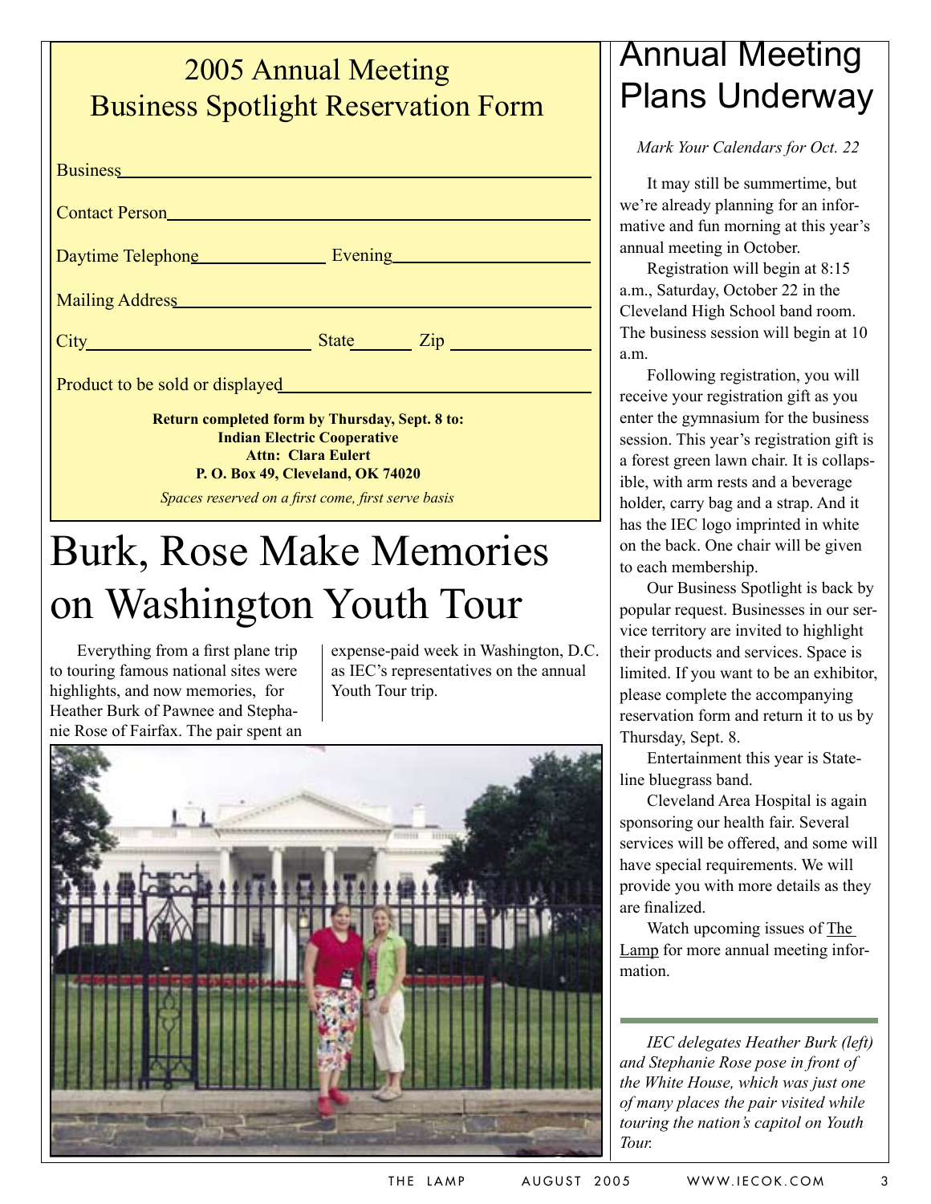## 2005 Annual Meeting Business Spotlight Reservation Form

Business ______________________________

Contact Person ______________________________

Daytime Telephone ______________ Evening ______________

Mailing Address ______________________________

City ______________ State ______ Zip ______________

Product to be sold or displayed ______________________________

**Return completed form by Thursday, Sept. 8 to:**
**Indian Electric Cooperative**
**Attn: Clara Eulert**
**P. O. Box 49, Cleveland, OK 74020**

*Spaces reserved on a first come, first serve basis*

# Burk, Rose Make Memories on Washington Youth Tour

Everything from a first plane trip to touring famous national sites were highlights, and now memories, for Heather Burk of Pawnee and Stephanie Rose of Fairfax. The pair spent an expense-paid week in Washington, D.C. as IEC's representatives on the annual Youth Tour trip.

*IEC delegates Heather Burk (left) and Stephanie Rose pose in front of the White House, which was just one of many places the pair visited while touring the nation's capitol on Youth Tour.*

# Annual Meeting Plans Underway

*Mark Your Calendars for Oct. 22*

It may still be summertime, but we're already planning for an informative and fun morning at this year's annual meeting in October.

Registration will begin at 8:15 a.m., Saturday, October 22 in the Cleveland High School band room. The business session will begin at 10 a.m.

Following registration, you will receive your registration gift as you enter the gymnasium for the business session. This year's registration gift is a forest green lawn chair. It is collapsible, with arm rests and a beverage holder, carry bag and a strap. And it has the IEC logo imprinted in white on the back. One chair will be given to each membership.

Our Business Spotlight is back by popular request. Businesses in our service territory are invited to highlight their products and services. Space is limited. If you want to be an exhibitor, please complete the accompanying reservation form and return it to us by Thursday, Sept. 8.

Entertainment this year is Stateline bluegrass band.

Cleveland Area Hospital is again sponsoring our health fair. Several services will be offered, and some will have special requirements. We will provide you with more details as they are finalized.

Watch upcoming issues of The Lamp for more annual meeting information.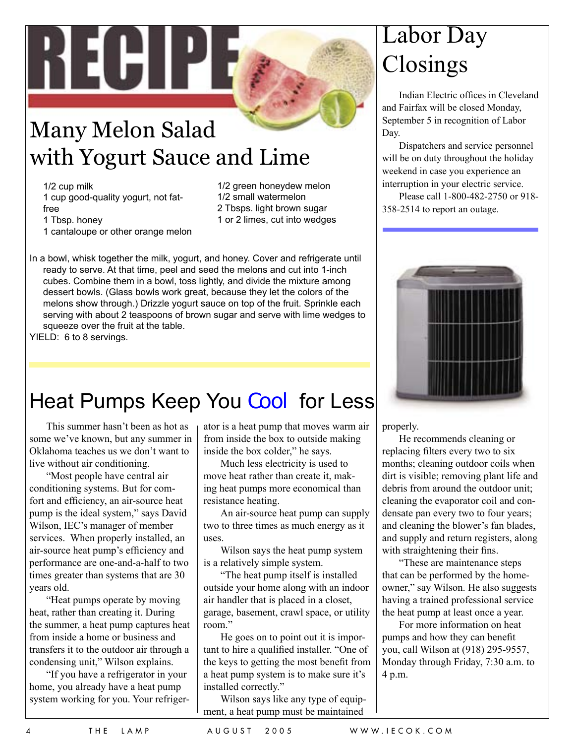# RECIPE

## Many Melon Salad with Yogurt Sauce and Lime

- 1/2 cup milk
- 1 cup good-quality yogurt, not fat-free
- 1 Tbsp. honey
- 1 cantaloupe or other orange melon
- 1/2 green honeydew melon
- 1/2 small watermelon
- 2 Tbsps. light brown sugar
- 1 or 2 limes, cut into wedges

In a bowl, whisk together the milk, yogurt, and honey. Cover and refrigerate until ready to serve. At that time, peel and seed the melons and cut into 1-inch cubes. Combine them in a bowl, toss lightly, and divide the mixture among dessert bowls. (Glass bowls work great, because they let the colors of the melons show through.) Drizzle yogurt sauce on top of the fruit. Sprinkle each serving with about 2 teaspoons of brown sugar and serve with lime wedges to squeeze over the fruit at the table.

YIELD: 6 to 8 servings.

# Labor Day Closings

Indian Electric offices in Cleveland and Fairfax will be closed Monday, September 5 in recognition of Labor Day.

Dispatchers and service personnel will be on duty throughout the holiday weekend in case you experience an interruption in your electric service.

Please call 1-800-482-2750 or 918-358-2514 to report an outage.

# Heat Pumps Keep You Cool for Less

This summer hasn't been as hot as some we've known, but any summer in Oklahoma teaches us we don't want to live without air conditioning.

"Most people have central air conditioning systems. But for comfort and efficiency, an air-source heat pump is the ideal system," says David Wilson, IEC's manager of member services. When properly installed, an air-source heat pump's efficiency and performance are one-and-a-half to two times greater than systems that are 30 years old.

"Heat pumps operate by moving heat, rather than creating it. During the summer, a heat pump captures heat from inside a home or business and transfers it to the outdoor air through a condensing unit," Wilson explains.

"If you have a refrigerator in your home, you already have a heat pump system working for you. Your refrigerator is a heat pump that moves warm air from inside the box to outside making inside the box colder," he says.

Much less electricity is used to move heat rather than create it, making heat pumps more economical than resistance heating.

An air-source heat pump can supply two to three times as much energy as it uses.

Wilson says the heat pump system is a relatively simple system.

"The heat pump itself is installed outside your home along with an indoor air handler that is placed in a closet, garage, basement, crawl space, or utility room."

He goes on to point out it is important to hire a qualified installer. "One of the keys to getting the most benefit from a heat pump system is to make sure it's installed correctly."

Wilson says like any type of equipment, a heat pump must be maintained properly.

He recommends cleaning or replacing filters every two to six months; cleaning outdoor coils when dirt is visible; removing plant life and debris from around the outdoor unit; cleaning the evaporator coil and condensate pan every two to four years; and cleaning the blower's fan blades, and supply and return registers, along with straightening their fins.

"These are maintenance steps that can be performed by the homeowner," say Wilson. He also suggests having a trained professional service the heat pump at least once a year.

For more information on heat pumps and how they can benefit you, call Wilson at (918) 295-9557, Monday through Friday, 7:30 a.m. to 4 p.m.